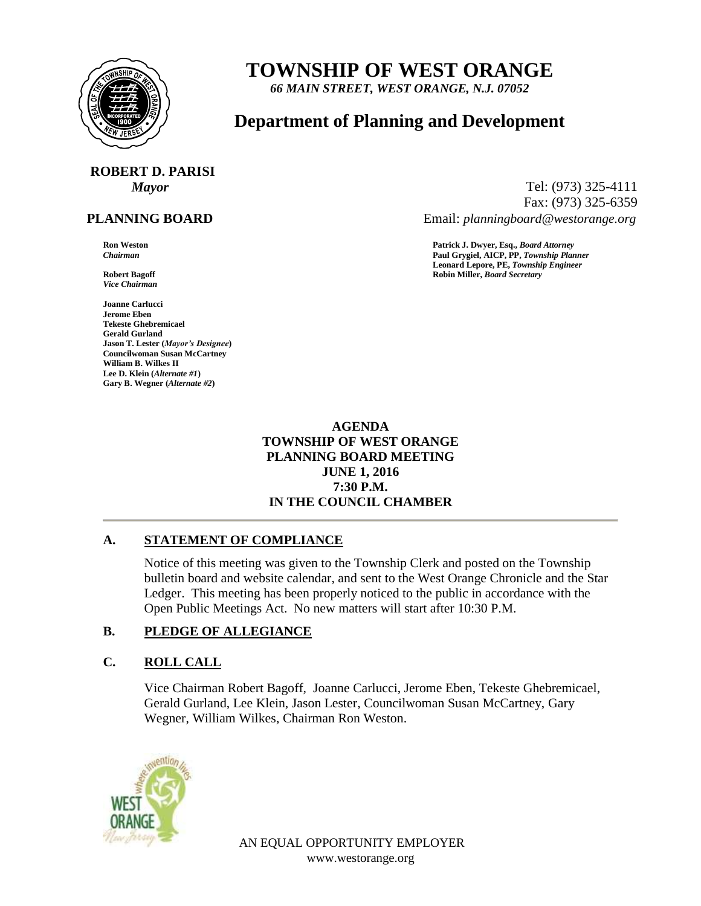# TOWNSHIP OF WEST ORANGE

*66 MAIN STREET, WEST ORANGE, N.J. 07052*

## Department of Planning and Development

**ROBERT D. PARISI**
*Mayor*

Tel: (973) 325-4111
Fax: (973) 325-6359
Email: *planningboard@westorange.org*

**PLANNING BOARD**

**Ron Weston**
*Chairman*

**Robert Bagoff**
*Vice Chairman*

**Joanne Carlucci**
**Jerome Eben**
**Tekeste Ghebremicael**
**Gerald Gurland**
**Jason T. Lester (*Mayor's Designee*)**
**Councilwoman Susan McCartney**
**William B. Wilkes II**
**Lee D. Klein (*Alternate #1*)**
**Gary B. Wegner (*Alternate #2*)**

**Patrick J. Dwyer, Esq.,** ***Board Attorney***
**Paul Grygiel, AICP, PP,** ***Township Planner***
**Leonard Lepore, PE,** ***Township Engineer***
**Robin Miller,** ***Board Secretary***

**AGENDA**
**TOWNSHIP OF WEST ORANGE**
**PLANNING BOARD MEETING**
**JUNE 1, 2016**
**7:30 P.M.**
**IN THE COUNCIL CHAMBER**

---

### A. STATEMENT OF COMPLIANCE

Notice of this meeting was given to the Township Clerk and posted on the Township bulletin board and website calendar, and sent to the West Orange Chronicle and the Star Ledger. This meeting has been properly noticed to the public in accordance with the Open Public Meetings Act. No new matters will start after 10:30 P.M.

### B. PLEDGE OF ALLEGIANCE

### C. ROLL CALL

Vice Chairman Robert Bagoff, Joanne Carlucci, Jerome Eben, Tekeste Ghebremicael, Gerald Gurland, Lee Klein, Jason Lester, Councilwoman Susan McCartney, Gary Wegner, William Wilkes, Chairman Ron Weston.

AN EQUAL OPPORTUNITY EMPLOYER
www.westorange.org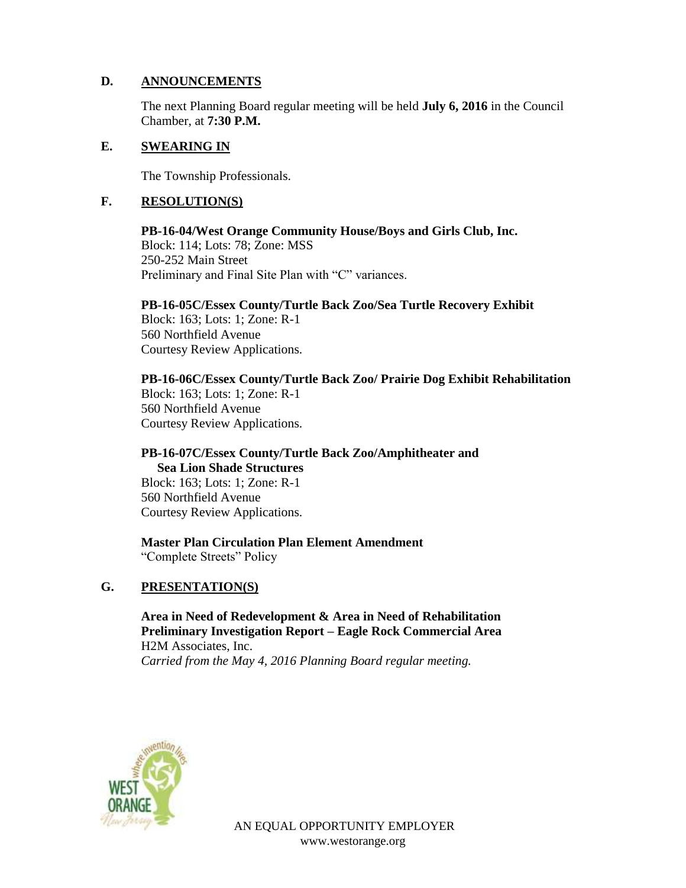## D. ANNOUNCEMENTS

The next Planning Board regular meeting will be held **July 6, 2016** in the Council Chamber, at **7:30 P.M.**

## E. SWEARING IN

The Township Professionals.

## F. RESOLUTION(S)

**PB-16-04/West Orange Community House/Boys and Girls Club, Inc.**
Block: 114; Lots: 78; Zone: MSS
250-252 Main Street
Preliminary and Final Site Plan with "C" variances.

**PB-16-05C/Essex County/Turtle Back Zoo/Sea Turtle Recovery Exhibit**
Block: 163; Lots: 1; Zone: R-1
560 Northfield Avenue
Courtesy Review Applications.

**PB-16-06C/Essex County/Turtle Back Zoo/ Prairie Dog Exhibit Rehabilitation**
Block: 163; Lots: 1; Zone: R-1
560 Northfield Avenue
Courtesy Review Applications.

**PB-16-07C/Essex County/Turtle Back Zoo/Amphitheater and Sea Lion Shade Structures**
Block: 163; Lots: 1; Zone: R-1
560 Northfield Avenue
Courtesy Review Applications.

**Master Plan Circulation Plan Element Amendment**
"Complete Streets" Policy

## G. PRESENTATION(S)

**Area in Need of Redevelopment & Area in Need of Rehabilitation Preliminary Investigation Report – Eagle Rock Commercial Area**
H2M Associates, Inc.
*Carried from the May 4, 2016 Planning Board regular meeting.*

AN EQUAL OPPORTUNITY EMPLOYER
www.westorange.org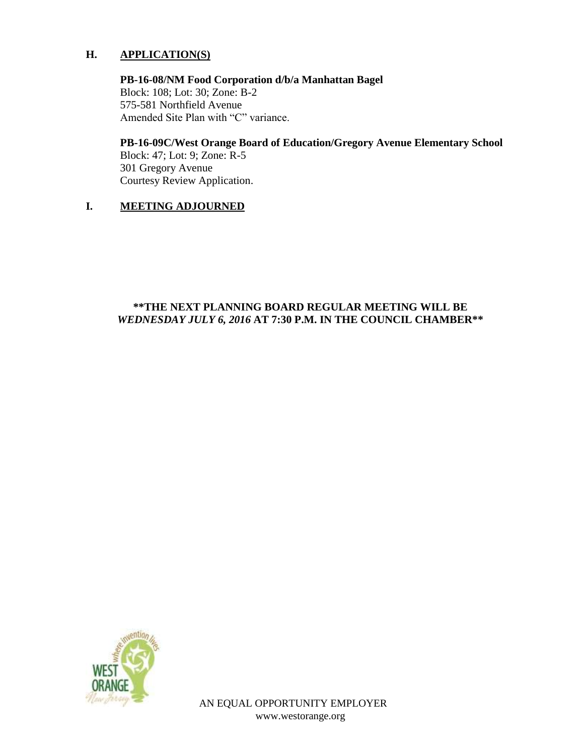## H. APPLICATION(S)

**PB-16-08/NM Food Corporation d/b/a Manhattan Bagel**
Block: 108; Lot: 30; Zone: B-2
575-581 Northfield Avenue
Amended Site Plan with "C" variance.

**PB-16-09C/West Orange Board of Education/Gregory Avenue Elementary School**
Block: 47; Lot: 9; Zone: R-5
301 Gregory Avenue
Courtesy Review Application.

## I. MEETING ADJOURNED

**\*\*THE NEXT PLANNING BOARD REGULAR MEETING WILL BE *WEDNESDAY JULY 6, 2016* AT 7:30 P.M. IN THE COUNCIL CHAMBER\*\***

AN EQUAL OPPORTUNITY EMPLOYER
www.westorange.org